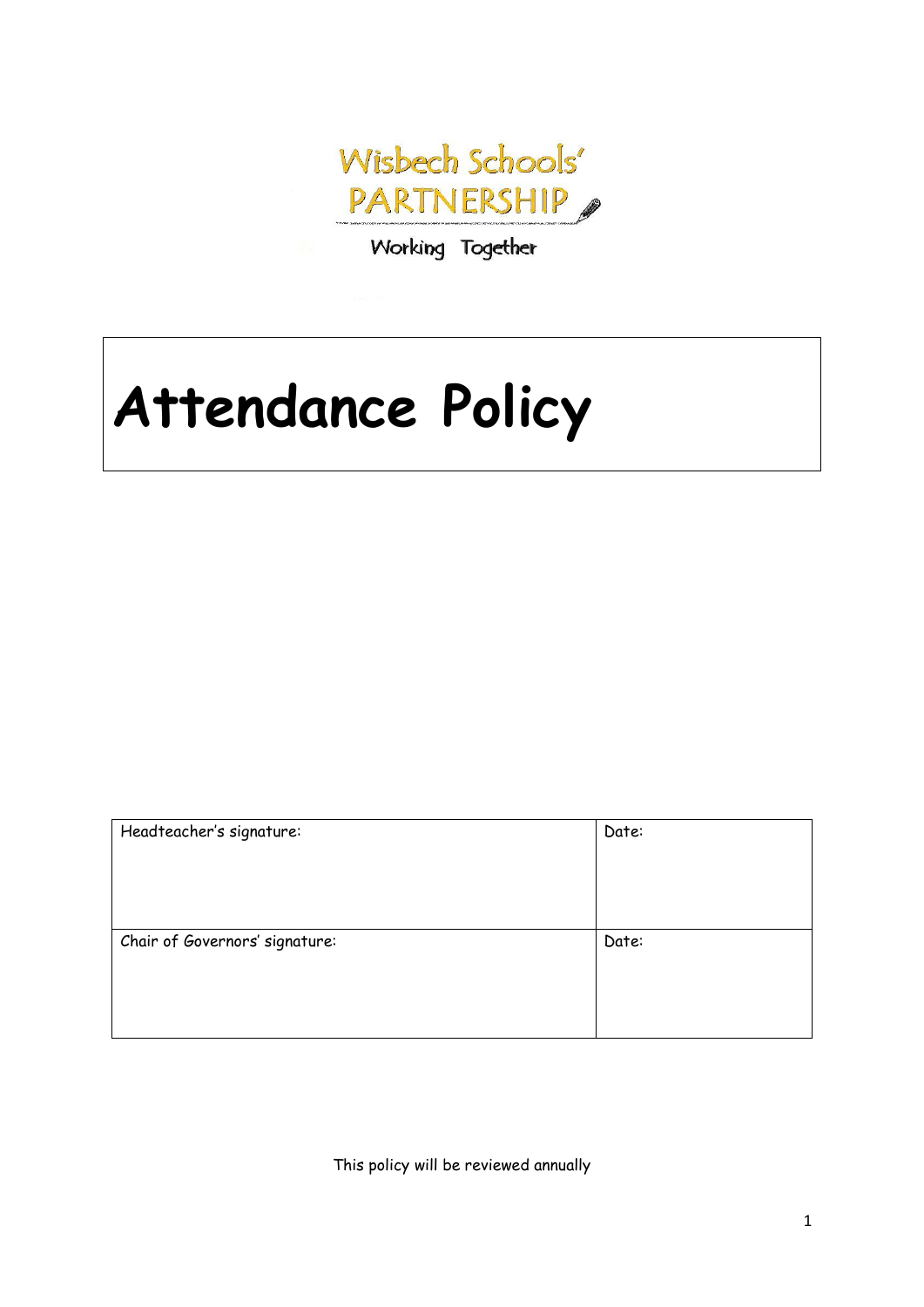Wisbech Schools' PARTNERSHIP

Working Together

# Attendance Policy

| Headteacher's signature: | Date: |
|---|---|
| Chair of Governors' signature: | Date: |

This policy will be reviewed annually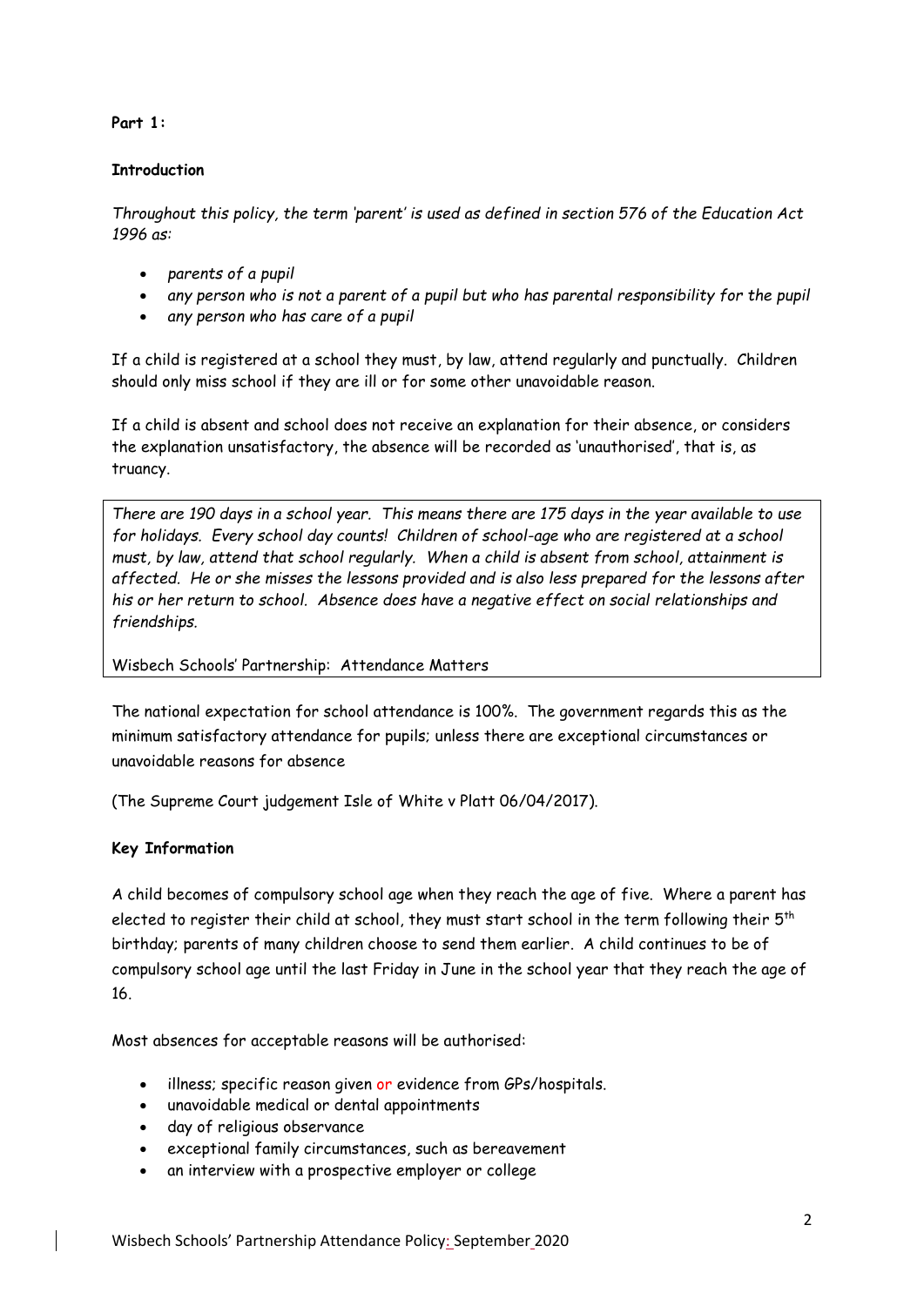**Part 1:**

**Introduction**

*Throughout this policy, the term 'parent' is used as defined in section 576 of the Education Act 1996 as:*

- *parents of a pupil*
- *any person who is not a parent of a pupil but who has parental responsibility for the pupil*
- *any person who has care of a pupil*

If a child is registered at a school they must, by law, attend regularly and punctually. Children should only miss school if they are ill or for some other unavoidable reason.

If a child is absent and school does not receive an explanation for their absence, or considers the explanation unsatisfactory, the absence will be recorded as 'unauthorised', that is, as truancy.

> *There are 190 days in a school year. This means there are 175 days in the year available to use for holidays. Every school day counts! Children of school-age who are registered at a school must, by law, attend that school regularly. When a child is absent from school, attainment is affected. He or she misses the lessons provided and is also less prepared for the lessons after his or her return to school. Absence does have a negative effect on social relationships and friendships.*
>
> Wisbech Schools' Partnership: Attendance Matters

The national expectation for school attendance is 100%. The government regards this as the minimum satisfactory attendance for pupils; unless there are exceptional circumstances or unavoidable reasons for absence

(The Supreme Court judgement Isle of White v Platt 06/04/2017).

**Key Information**

A child becomes of compulsory school age when they reach the age of five. Where a parent has elected to register their child at school, they must start school in the term following their 5th birthday; parents of many children choose to send them earlier. A child continues to be of compulsory school age until the last Friday in June in the school year that they reach the age of 16.

Most absences for acceptable reasons will be authorised:

- illness; specific reason given or evidence from GPs/hospitals.
- unavoidable medical or dental appointments
- day of religious observance
- exceptional family circumstances, such as bereavement
- an interview with a prospective employer or college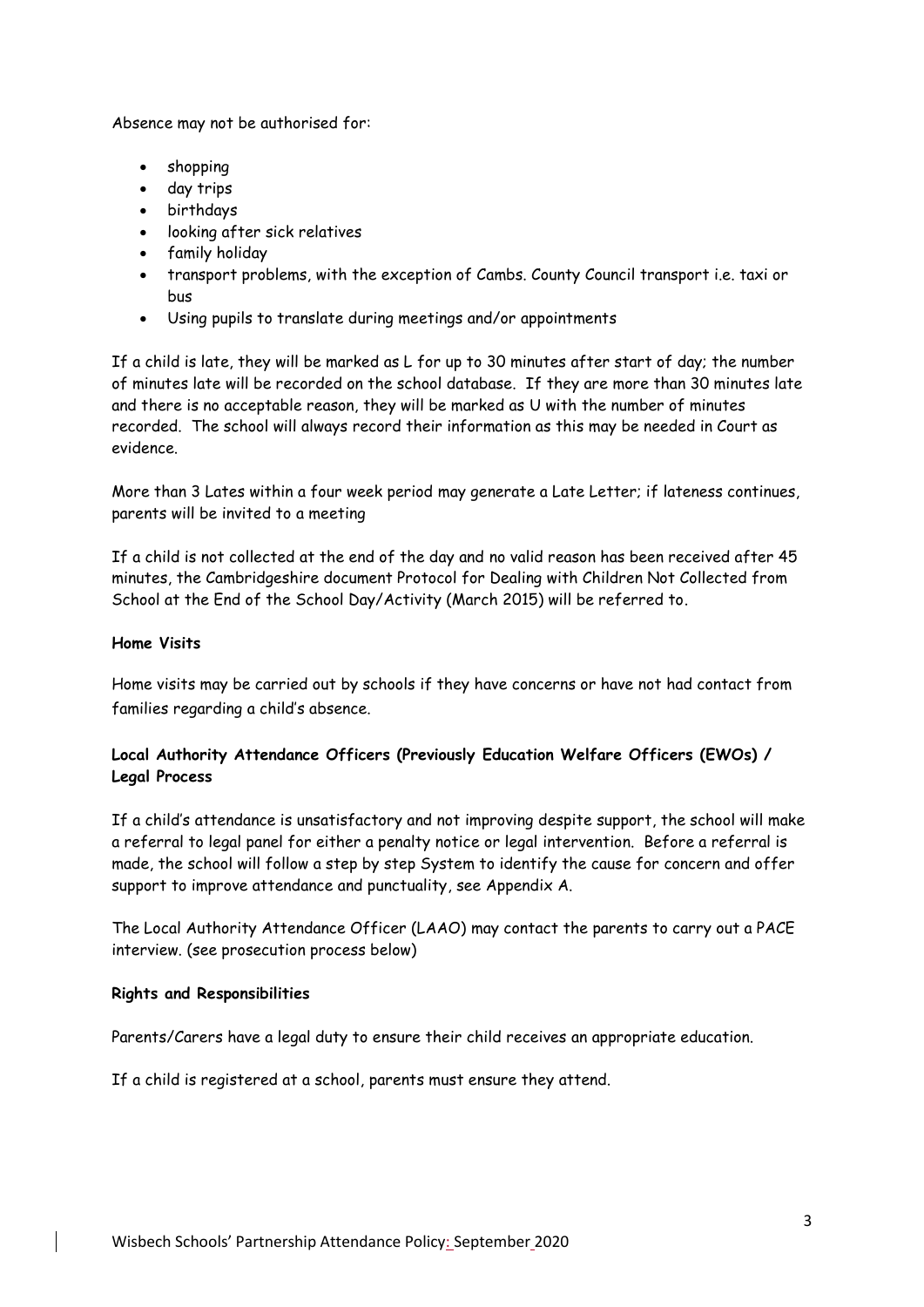Absence may not be authorised for:

- shopping
- day trips
- birthdays
- looking after sick relatives
- family holiday
- transport problems, with the exception of Cambs. County Council transport i.e. taxi or bus
- Using pupils to translate during meetings and/or appointments

If a child is late, they will be marked as L for up to 30 minutes after start of day; the number of minutes late will be recorded on the school database. If they are more than 30 minutes late and there is no acceptable reason, they will be marked as U with the number of minutes recorded. The school will always record their information as this may be needed in Court as evidence.

More than 3 Lates within a four week period may generate a Late Letter; if lateness continues, parents will be invited to a meeting

If a child is not collected at the end of the day and no valid reason has been received after 45 minutes, the Cambridgeshire document Protocol for Dealing with Children Not Collected from School at the End of the School Day/Activity (March 2015) will be referred to.

**Home Visits**

Home visits may be carried out by schools if they have concerns or have not had contact from families regarding a child's absence.

**Local Authority Attendance Officers (Previously Education Welfare Officers (EWOs) / Legal Process**

If a child's attendance is unsatisfactory and not improving despite support, the school will make a referral to legal panel for either a penalty notice or legal intervention. Before a referral is made, the school will follow a step by step System to identify the cause for concern and offer support to improve attendance and punctuality, see Appendix A.

The Local Authority Attendance Officer (LAAO) may contact the parents to carry out a PACE interview. (see prosecution process below)

**Rights and Responsibilities**

Parents/Carers have a legal duty to ensure their child receives an appropriate education.

If a child is registered at a school, parents must ensure they attend.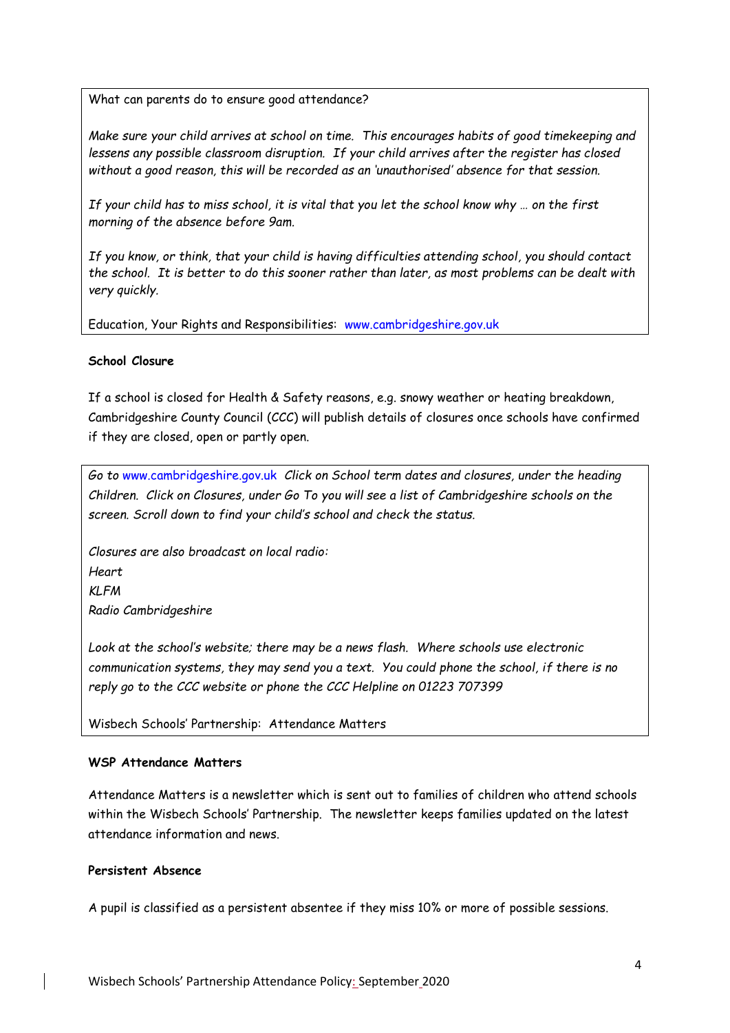What can parents do to ensure good attendance?

*Make sure your child arrives at school on time. This encourages habits of good timekeeping and lessens any possible classroom disruption. If your child arrives after the register has closed without a good reason, this will be recorded as an 'unauthorised' absence for that session.*

*If your child has to miss school, it is vital that you let the school know why … on the first morning of the absence before 9am.*

*If you know, or think, that your child is having difficulties attending school, you should contact the school. It is better to do this sooner rather than later, as most problems can be dealt with very quickly.*

Education, Your Rights and Responsibilities: www.cambridgeshire.gov.uk

**School Closure**

If a school is closed for Health & Safety reasons, e.g. snowy weather or heating breakdown, Cambridgeshire County Council (CCC) will publish details of closures once schools have confirmed if they are closed, open or partly open.

*Go to* www.cambridgeshire.gov.uk *Click on School term dates and closures, under the heading Children. Click on Closures, under Go To you will see a list of Cambridgeshire schools on the screen. Scroll down to find your child's school and check the status.*

*Closures are also broadcast on local radio:*
*Heart*
*KLFM*
*Radio Cambridgeshire*

*Look at the school's website; there may be a news flash. Where schools use electronic communication systems, they may send you a text. You could phone the school, if there is no reply go to the CCC website or phone the CCC Helpline on 01223 707399*

Wisbech Schools' Partnership: Attendance Matters

**WSP Attendance Matters**

Attendance Matters is a newsletter which is sent out to families of children who attend schools within the Wisbech Schools' Partnership. The newsletter keeps families updated on the latest attendance information and news.

**Persistent Absence**

A pupil is classified as a persistent absentee if they miss 10% or more of possible sessions.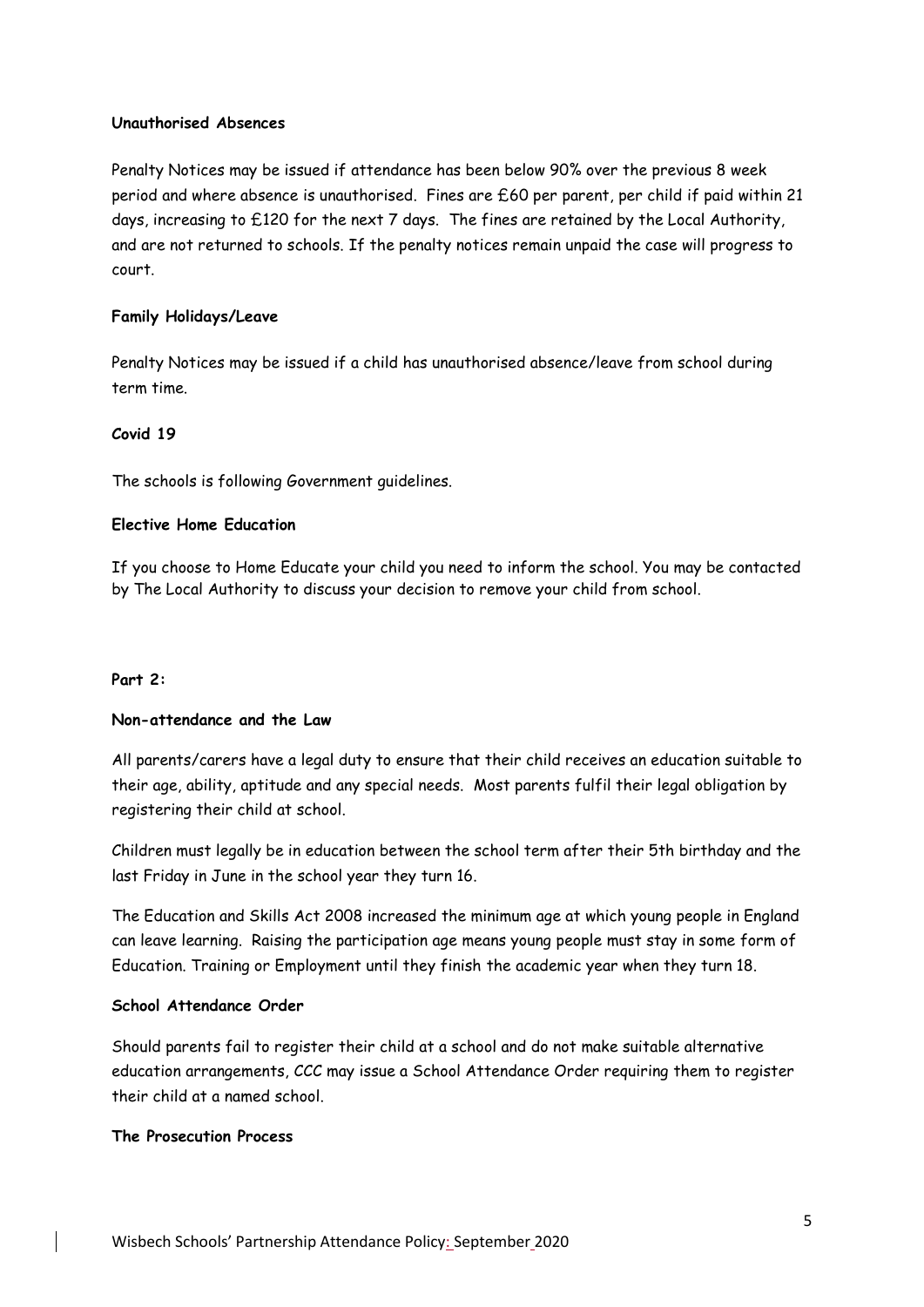**Unauthorised Absences**

Penalty Notices may be issued if attendance has been below 90% over the previous 8 week period and where absence is unauthorised. Fines are £60 per parent, per child if paid within 21 days, increasing to £120 for the next 7 days. The fines are retained by the Local Authority, and are not returned to schools. If the penalty notices remain unpaid the case will progress to court.

**Family Holidays/Leave**

Penalty Notices may be issued if a child has unauthorised absence/leave from school during term time.

**Covid 19**

The schools is following Government guidelines.

**Elective Home Education**

If you choose to Home Educate your child you need to inform the school. You may be contacted by The Local Authority to discuss your decision to remove your child from school.

**Part 2:**

**Non-attendance and the Law**

All parents/carers have a legal duty to ensure that their child receives an education suitable to their age, ability, aptitude and any special needs. Most parents fulfil their legal obligation by registering their child at school.

Children must legally be in education between the school term after their 5th birthday and the last Friday in June in the school year they turn 16.

The Education and Skills Act 2008 increased the minimum age at which young people in England can leave learning. Raising the participation age means young people must stay in some form of Education. Training or Employment until they finish the academic year when they turn 18.

**School Attendance Order**

Should parents fail to register their child at a school and do not make suitable alternative education arrangements, CCC may issue a School Attendance Order requiring them to register their child at a named school.

**The Prosecution Process**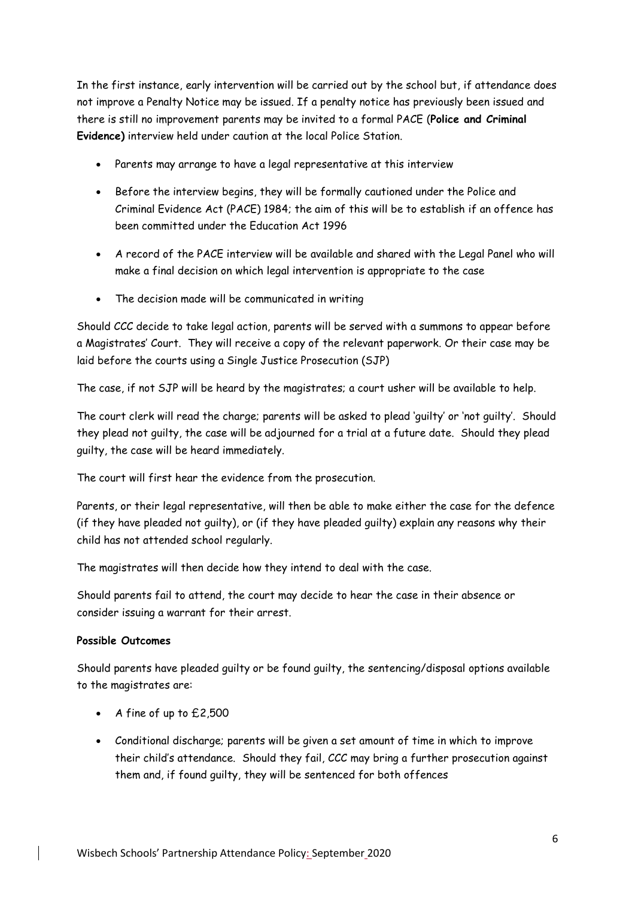In the first instance, early intervention will be carried out by the school but, if attendance does not improve a Penalty Notice may be issued. If a penalty notice has previously been issued and there is still no improvement parents may be invited to a formal PACE (**Police and Criminal Evidence)** interview held under caution at the local Police Station.

- Parents may arrange to have a legal representative at this interview
- Before the interview begins, they will be formally cautioned under the Police and Criminal Evidence Act (PACE) 1984; the aim of this will be to establish if an offence has been committed under the Education Act 1996
- A record of the PACE interview will be available and shared with the Legal Panel who will make a final decision on which legal intervention is appropriate to the case
- The decision made will be communicated in writing

Should CCC decide to take legal action, parents will be served with a summons to appear before a Magistrates' Court. They will receive a copy of the relevant paperwork. Or their case may be laid before the courts using a Single Justice Prosecution (SJP)

The case, if not SJP will be heard by the magistrates; a court usher will be available to help.

The court clerk will read the charge; parents will be asked to plead 'guilty' or 'not guilty'. Should they plead not guilty, the case will be adjourned for a trial at a future date. Should they plead guilty, the case will be heard immediately.

The court will first hear the evidence from the prosecution.

Parents, or their legal representative, will then be able to make either the case for the defence (if they have pleaded not guilty), or (if they have pleaded guilty) explain any reasons why their child has not attended school regularly.

The magistrates will then decide how they intend to deal with the case.

Should parents fail to attend, the court may decide to hear the case in their absence or consider issuing a warrant for their arrest.

**Possible Outcomes**

Should parents have pleaded guilty or be found guilty, the sentencing/disposal options available to the magistrates are:

- A fine of up to £2,500
- Conditional discharge; parents will be given a set amount of time in which to improve their child's attendance. Should they fail, CCC may bring a further prosecution against them and, if found guilty, they will be sentenced for both offences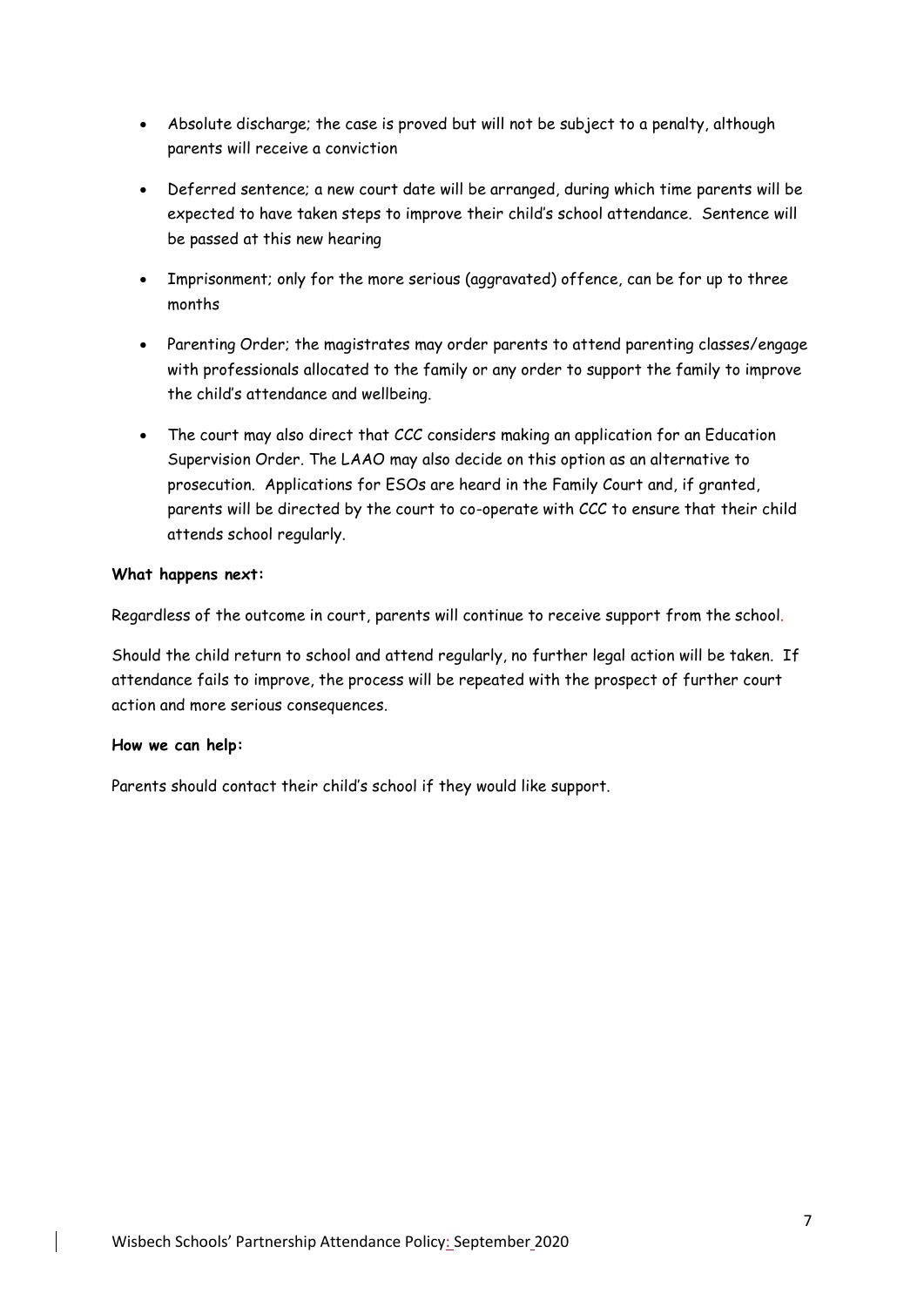- Absolute discharge; the case is proved but will not be subject to a penalty, although parents will receive a conviction
- Deferred sentence; a new court date will be arranged, during which time parents will be expected to have taken steps to improve their child's school attendance. Sentence will be passed at this new hearing
- Imprisonment; only for the more serious (aggravated) offence, can be for up to three months
- Parenting Order; the magistrates may order parents to attend parenting classes/engage with professionals allocated to the family or any order to support the family to improve the child's attendance and wellbeing.
- The court may also direct that CCC considers making an application for an Education Supervision Order. The LAAO may also decide on this option as an alternative to prosecution. Applications for ESOs are heard in the Family Court and, if granted, parents will be directed by the court to co-operate with CCC to ensure that their child attends school regularly.

**What happens next:**

Regardless of the outcome in court, parents will continue to receive support from the school.

Should the child return to school and attend regularly, no further legal action will be taken. If attendance fails to improve, the process will be repeated with the prospect of further court action and more serious consequences.

**How we can help:**

Parents should contact their child's school if they would like support.